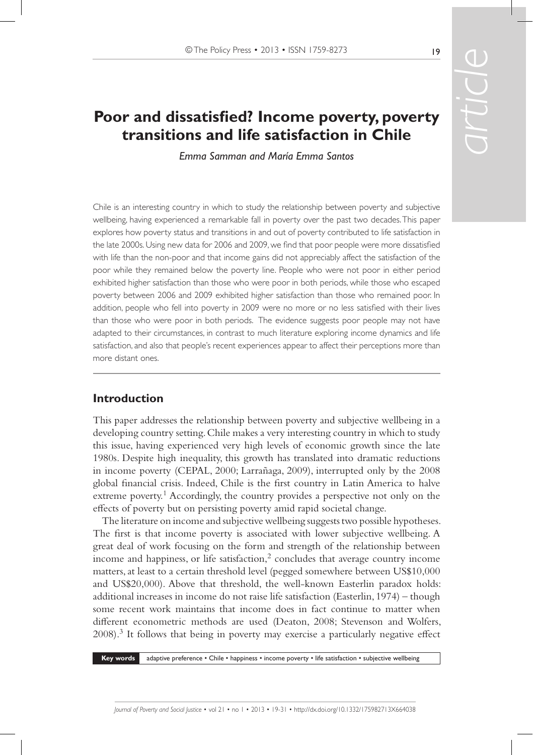# Poor and dissatisfied? Income poverty, poverty transitions and life satisfaction in Chile

*Emma Samman and María Emma Santos*

Chile is an interesting country in which to study the relationship between poverty and subjective wellbeing, having experienced a remarkable fall in poverty over the past two decades. This paper explores how poverty status and transitions in and out of poverty contributed to life satisfaction in the late 2000s. Using new data for 2006 and 2009, we find that poor people were more dissatisfied with life than the non-poor and that income gains did not appreciably affect the satisfaction of the poor while they remained below the poverty line. People who were not poor in either period exhibited higher satisfaction than those who were poor in both periods, while those who escaped poverty between 2006 and 2009 exhibited higher satisfaction than those who remained poor. In addition, people who fell into poverty in 2009 were no more or no less satisfied with their lives than those who were poor in both periods. The evidence suggests poor people may not have adapted to their circumstances, in contrast to much literature exploring income dynamics and life satisfaction, and also that people's recent experiences appear to affect their perceptions more than more distant ones.

## Introduction

This paper addresses the relationship between poverty and subjective wellbeing in a developing country setting. Chile makes a very interesting country in which to study this issue, having experienced very high levels of economic growth since the late 1980s. Despite high inequality, this growth has translated into dramatic reductions in income poverty (CEPAL, 2000; Larrañaga, 2009), interrupted only by the 2008 global financial crisis. Indeed, Chile is the first country in Latin America to halve extreme poverty.[1] Accordingly, the country provides a perspective not only on the effects of poverty but on persisting poverty amid rapid societal change.

The literature on income and subjective wellbeing suggests two possible hypotheses. The first is that income poverty is associated with lower subjective wellbeing. A great deal of work focusing on the form and strength of the relationship between income and happiness, or life satisfaction,[2] concludes that average country income matters, at least to a certain threshold level (pegged somewhere between US$10,000 and US$20,000). Above that threshold, the well-known Easterlin paradox holds: additional increases in income do not raise life satisfaction (Easterlin, 1974) – though some recent work maintains that income does in fact continue to matter when different econometric methods are used (Deaton, 2008; Stevenson and Wolfers, 2008).[3] It follows that being in poverty may exercise a particularly negative effect

**Key words** adaptive preference • Chile • happiness • income poverty • life satisfaction • subjective wellbeing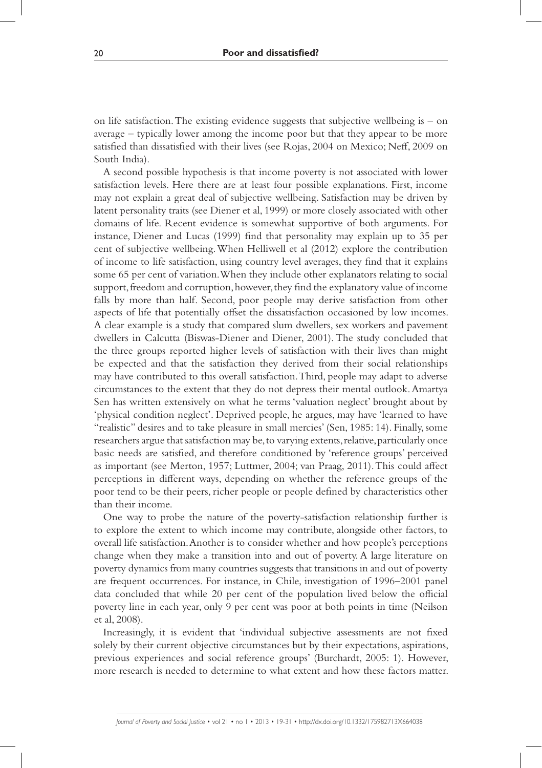on life satisfaction. The existing evidence suggests that subjective wellbeing is – on average – typically lower among the income poor but that they appear to be more satisfied than dissatisfied with their lives (see Rojas, 2004 on Mexico; Neff, 2009 on South India).

A second possible hypothesis is that income poverty is not associated with lower satisfaction levels. Here there are at least four possible explanations. First, income may not explain a great deal of subjective wellbeing. Satisfaction may be driven by latent personality traits (see Diener et al, 1999) or more closely associated with other domains of life. Recent evidence is somewhat supportive of both arguments. For instance, Diener and Lucas (1999) find that personality may explain up to 35 per cent of subjective wellbeing. When Helliwell et al (2012) explore the contribution of income to life satisfaction, using country level averages, they find that it explains some 65 per cent of variation. When they include other explanators relating to social support, freedom and corruption, however, they find the explanatory value of income falls by more than half. Second, poor people may derive satisfaction from other aspects of life that potentially offset the dissatisfaction occasioned by low incomes. A clear example is a study that compared slum dwellers, sex workers and pavement dwellers in Calcutta (Biswas-Diener and Diener, 2001). The study concluded that the three groups reported higher levels of satisfaction with their lives than might be expected and that the satisfaction they derived from their social relationships may have contributed to this overall satisfaction. Third, people may adapt to adverse circumstances to the extent that they do not depress their mental outlook. Amartya Sen has written extensively on what he terms 'valuation neglect' brought about by 'physical condition neglect'. Deprived people, he argues, may have 'learned to have "realistic" desires and to take pleasure in small mercies' (Sen, 1985: 14). Finally, some researchers argue that satisfaction may be, to varying extents, relative, particularly once basic needs are satisfied, and therefore conditioned by 'reference groups' perceived as important (see Merton, 1957; Luttmer, 2004; van Praag, 2011). This could affect perceptions in different ways, depending on whether the reference groups of the poor tend to be their peers, richer people or people defined by characteristics other than their income.

One way to probe the nature of the poverty-satisfaction relationship further is to explore the extent to which income may contribute, alongside other factors, to overall life satisfaction. Another is to consider whether and how people's perceptions change when they make a transition into and out of poverty. A large literature on poverty dynamics from many countries suggests that transitions in and out of poverty are frequent occurrences. For instance, in Chile, investigation of 1996–2001 panel data concluded that while 20 per cent of the population lived below the official poverty line in each year, only 9 per cent was poor at both points in time (Neilson et al, 2008).

Increasingly, it is evident that 'individual subjective assessments are not fixed solely by their current objective circumstances but by their expectations, aspirations, previous experiences and social reference groups' (Burchardt, 2005: 1). However, more research is needed to determine to what extent and how these factors matter.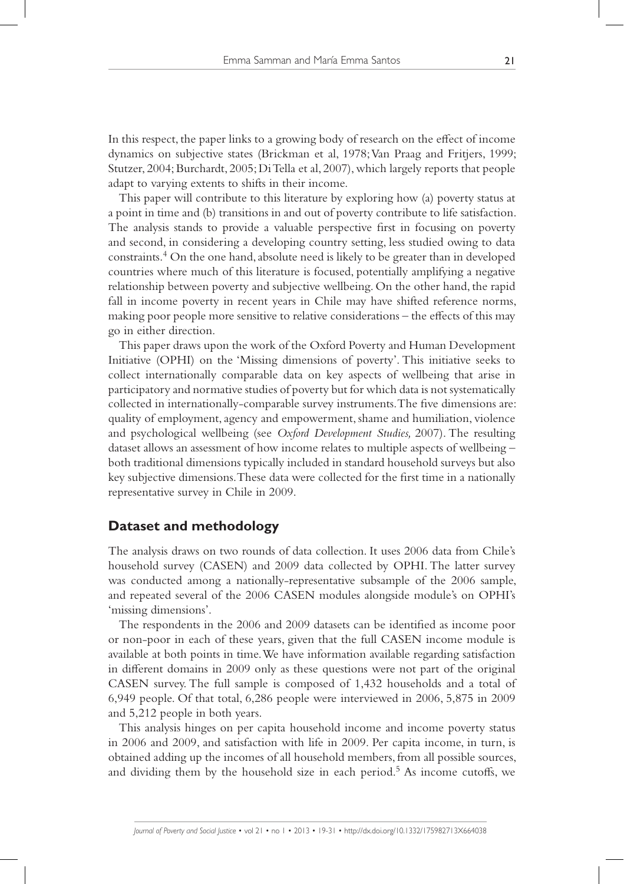In this respect, the paper links to a growing body of research on the effect of income dynamics on subjective states (Brickman et al, 1978; Van Praag and Fritjers, 1999; Stutzer, 2004; Burchardt, 2005; Di Tella et al, 2007), which largely reports that people adapt to varying extents to shifts in their income.

This paper will contribute to this literature by exploring how (a) poverty status at a point in time and (b) transitions in and out of poverty contribute to life satisfaction. The analysis stands to provide a valuable perspective first in focusing on poverty and second, in considering a developing country setting, less studied owing to data constraints.[4] On the one hand, absolute need is likely to be greater than in developed countries where much of this literature is focused, potentially amplifying a negative relationship between poverty and subjective wellbeing. On the other hand, the rapid fall in income poverty in recent years in Chile may have shifted reference norms, making poor people more sensitive to relative considerations – the effects of this may go in either direction.

This paper draws upon the work of the Oxford Poverty and Human Development Initiative (OPHI) on the 'Missing dimensions of poverty'. This initiative seeks to collect internationally comparable data on key aspects of wellbeing that arise in participatory and normative studies of poverty but for which data is not systematically collected in internationally-comparable survey instruments. The five dimensions are: quality of employment, agency and empowerment, shame and humiliation, violence and psychological wellbeing (see *Oxford Development Studies,* 2007). The resulting dataset allows an assessment of how income relates to multiple aspects of wellbeing – both traditional dimensions typically included in standard household surveys but also key subjective dimensions. These data were collected for the first time in a nationally representative survey in Chile in 2009.

## Dataset and methodology

The analysis draws on two rounds of data collection. It uses 2006 data from Chile's household survey (CASEN) and 2009 data collected by OPHI. The latter survey was conducted among a nationally-representative subsample of the 2006 sample, and repeated several of the 2006 CASEN modules alongside module's on OPHI's 'missing dimensions'.

The respondents in the 2006 and 2009 datasets can be identified as income poor or non-poor in each of these years, given that the full CASEN income module is available at both points in time. We have information available regarding satisfaction in different domains in 2009 only as these questions were not part of the original CASEN survey. The full sample is composed of 1,432 households and a total of 6,949 people. Of that total, 6,286 people were interviewed in 2006, 5,875 in 2009 and 5,212 people in both years.

This analysis hinges on per capita household income and income poverty status in 2006 and 2009, and satisfaction with life in 2009. Per capita income, in turn, is obtained adding up the incomes of all household members, from all possible sources, and dividing them by the household size in each period.[5] As income cutoffs, we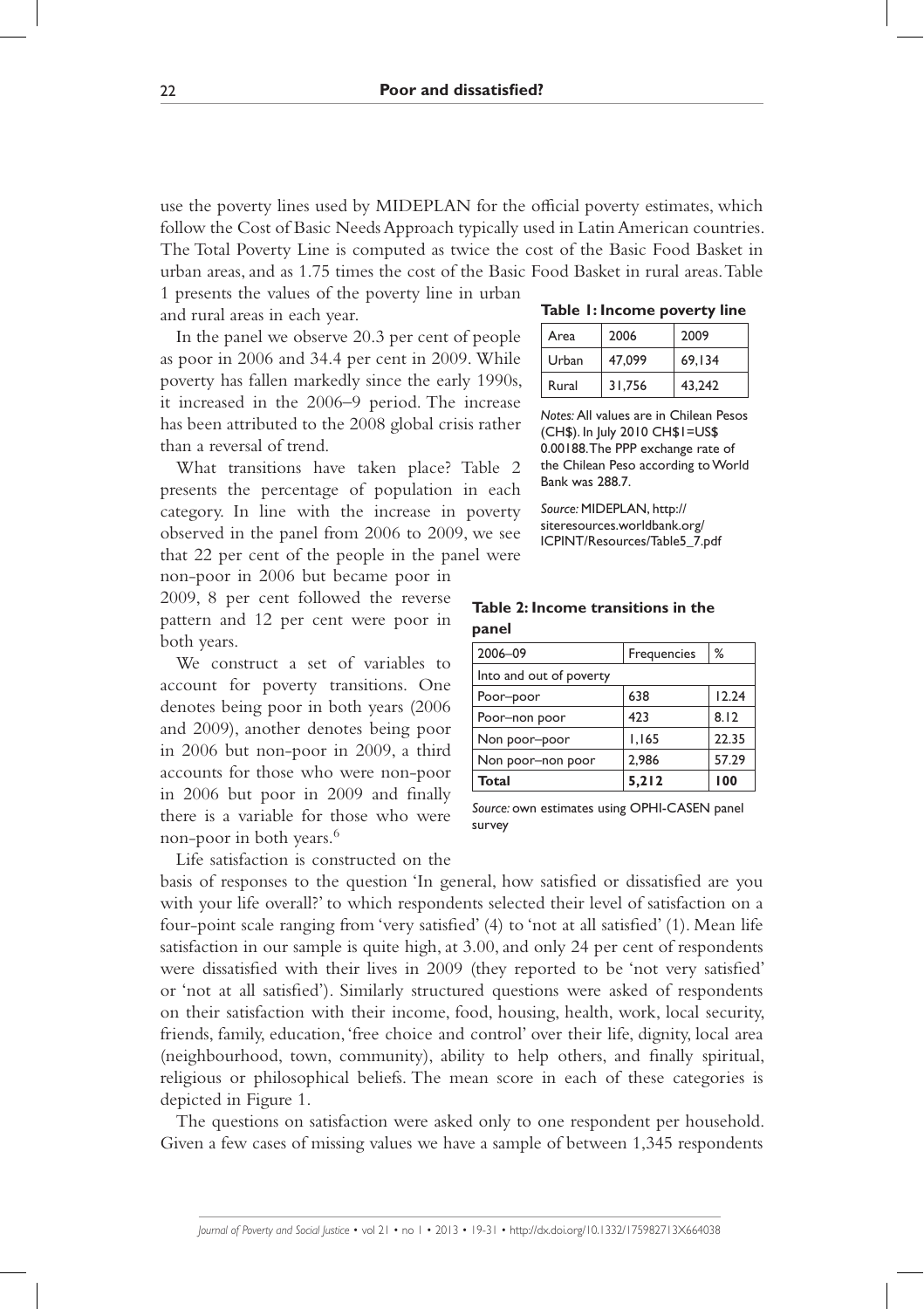use the poverty lines used by MIDEPLAN for the official poverty estimates, which follow the Cost of Basic Needs Approach typically used in Latin American countries. The Total Poverty Line is computed as twice the cost of the Basic Food Basket in urban areas, and as 1.75 times the cost of the Basic Food Basket in rural areas. Table 1 presents the values of the poverty line in urban and rural areas in each year.

**Table 1: Income poverty line**

| Area | 2006 | 2009 |
|---|---|---|
| Urban | 47,099 | 69,134 |
| Rural | 31,756 | 43,242 |

*Notes:* All values are in Chilean Pesos (CH$). In July 2010 CH$1=US$ 0.00188. The PPP exchange rate of the Chilean Peso according to World Bank was 288.7.

*Source:* MIDEPLAN, http://siteresources.worldbank.org/ICPINT/Resources/Table5_7.pdf

In the panel we observe 20.3 per cent of people as poor in 2006 and 34.4 per cent in 2009. While poverty has fallen markedly since the early 1990s, it increased in the 2006–9 period. The increase has been attributed to the 2008 global crisis rather than a reversal of trend.

What transitions have taken place? Table 2 presents the percentage of population in each category. In line with the increase in poverty observed in the panel from 2006 to 2009, we see that 22 per cent of the people in the panel were non-poor in 2006 but became poor in 2009, 8 per cent followed the reverse pattern and 12 per cent were poor in both years.

**Table 2: Income transitions in the panel**

| 2006–09 | Frequencies | % |
|---|---|---|
| Into and out of poverty | | |
| Poor–poor | 638 | 12.24 |
| Poor–non poor | 423 | 8.12 |
| Non poor–poor | 1,165 | 22.35 |
| Non poor–non poor | 2,986 | 57.29 |
| **Total** | **5,212** | **100** |

*Source:* own estimates using OPHI-CASEN panel survey

We construct a set of variables to account for poverty transitions. One denotes being poor in both years (2006 and 2009), another denotes being poor in 2006 but non-poor in 2009, a third accounts for those who were non-poor in 2006 but poor in 2009 and finally there is a variable for those who were non-poor in both years.[6]

Life satisfaction is constructed on the basis of responses to the question 'In general, how satisfied or dissatisfied are you with your life overall?' to which respondents selected their level of satisfaction on a four-point scale ranging from 'very satisfied' (4) to 'not at all satisfied' (1). Mean life satisfaction in our sample is quite high, at 3.00, and only 24 per cent of respondents were dissatisfied with their lives in 2009 (they reported to be 'not very satisfied' or 'not at all satisfied'). Similarly structured questions were asked of respondents on their satisfaction with their income, food, housing, health, work, local security, friends, family, education, 'free choice and control' over their life, dignity, local area (neighbourhood, town, community), ability to help others, and finally spiritual, religious or philosophical beliefs. The mean score in each of these categories is depicted in Figure 1.

The questions on satisfaction were asked only to one respondent per household. Given a few cases of missing values we have a sample of between 1,345 respondents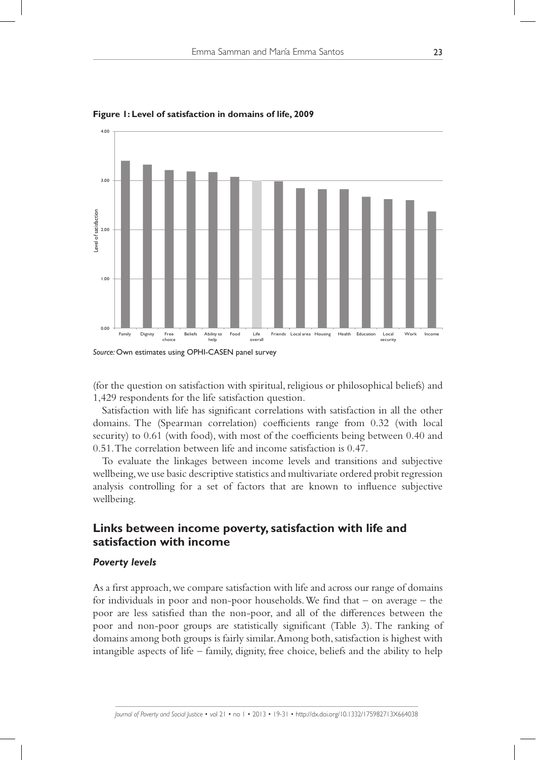**Figure 1: Level of satisfaction in domains of life, 2009**

*Source:* Own estimates using OPHI-CASEN panel survey

(for the question on satisfaction with spiritual, religious or philosophical beliefs) and 1,429 respondents for the life satisfaction question.

Satisfaction with life has significant correlations with satisfaction in all the other domains. The (Spearman correlation) coefficients range from 0.32 (with local security) to 0.61 (with food), with most of the coefficients being between 0.40 and 0.51. The correlation between life and income satisfaction is 0.47.

To evaluate the linkages between income levels and transitions and subjective wellbeing, we use basic descriptive statistics and multivariate ordered probit regression analysis controlling for a set of factors that are known to influence subjective wellbeing.

## Links between income poverty, satisfaction with life and satisfaction with income

### *Poverty levels*

As a first approach, we compare satisfaction with life and across our range of domains for individuals in poor and non-poor households. We find that – on average – the poor are less satisfied than the non-poor, and all of the differences between the poor and non-poor groups are statistically significant (Table 3). The ranking of domains among both groups is fairly similar. Among both, satisfaction is highest with intangible aspects of life – family, dignity, free choice, beliefs and the ability to help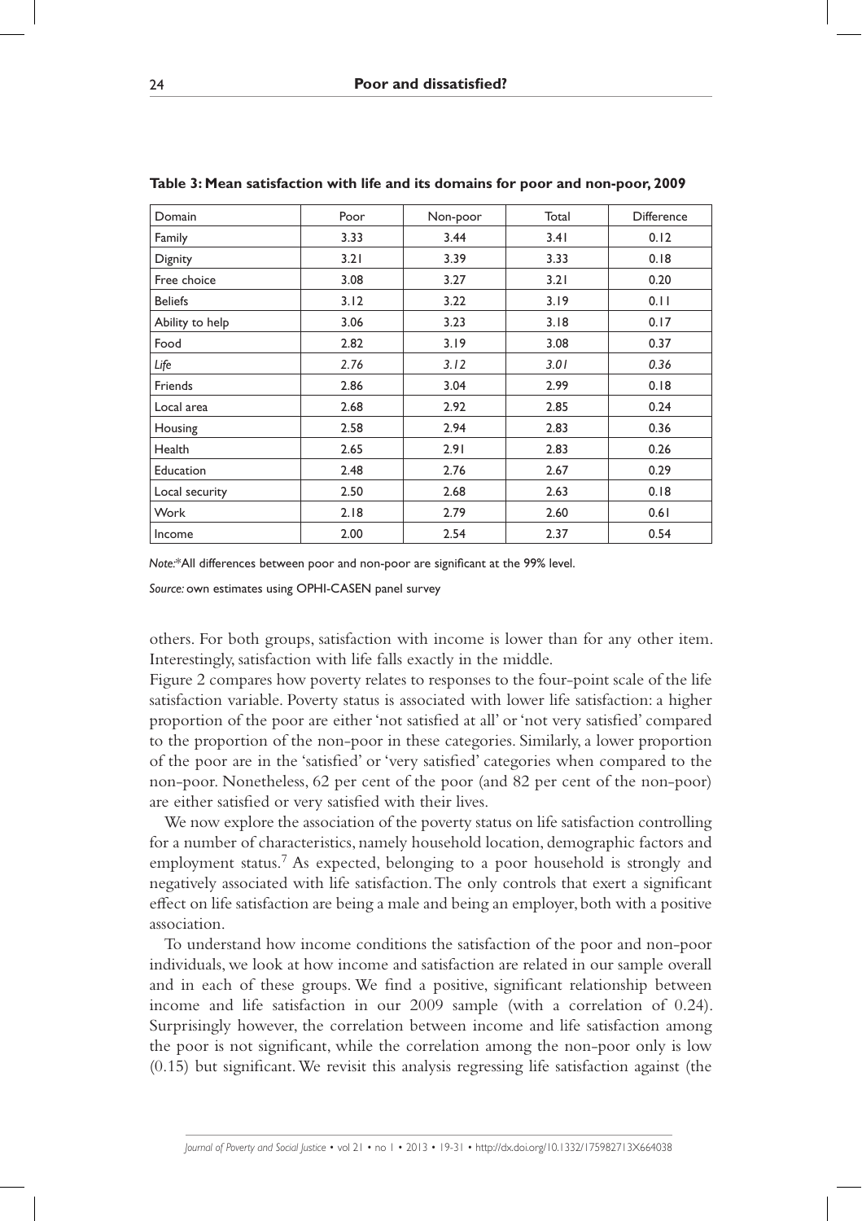**Table 3: Mean satisfaction with life and its domains for poor and non-poor, 2009**

| Domain | Poor | Non-poor | Total | Difference |
|---|---|---|---|---|
| Family | 3.33 | 3.44 | 3.41 | 0.12 |
| Dignity | 3.21 | 3.39 | 3.33 | 0.18 |
| Free choice | 3.08 | 3.27 | 3.21 | 0.20 |
| Beliefs | 3.12 | 3.22 | 3.19 | 0.11 |
| Ability to help | 3.06 | 3.23 | 3.18 | 0.17 |
| Food | 2.82 | 3.19 | 3.08 | 0.37 |
| *Life* | *2.76* | *3.12* | *3.01* | *0.36* |
| Friends | 2.86 | 3.04 | 2.99 | 0.18 |
| Local area | 2.68 | 2.92 | 2.85 | 0.24 |
| Housing | 2.58 | 2.94 | 2.83 | 0.36 |
| Health | 2.65 | 2.91 | 2.83 | 0.26 |
| Education | 2.48 | 2.76 | 2.67 | 0.29 |
| Local security | 2.50 | 2.68 | 2.63 | 0.18 |
| Work | 2.18 | 2.79 | 2.60 | 0.61 |
| Income | 2.00 | 2.54 | 2.37 | 0.54 |

*Note:**All differences between poor and non-poor are significant at the 99% level.

*Source:* own estimates using OPHI-CASEN panel survey

others. For both groups, satisfaction with income is lower than for any other item. Interestingly, satisfaction with life falls exactly in the middle.

Figure 2 compares how poverty relates to responses to the four-point scale of the life satisfaction variable. Poverty status is associated with lower life satisfaction: a higher proportion of the poor are either 'not satisfied at all' or 'not very satisfied' compared to the proportion of the non-poor in these categories. Similarly, a lower proportion of the poor are in the 'satisfied' or 'very satisfied' categories when compared to the non-poor. Nonetheless, 62 per cent of the poor (and 82 per cent of the non-poor) are either satisfied or very satisfied with their lives.

We now explore the association of the poverty status on life satisfaction controlling for a number of characteristics, namely household location, demographic factors and employment status.[7] As expected, belonging to a poor household is strongly and negatively associated with life satisfaction. The only controls that exert a significant effect on life satisfaction are being a male and being an employer, both with a positive association.

To understand how income conditions the satisfaction of the poor and non-poor individuals, we look at how income and satisfaction are related in our sample overall and in each of these groups. We find a positive, significant relationship between income and life satisfaction in our 2009 sample (with a correlation of 0.24). Surprisingly however, the correlation between income and life satisfaction among the poor is not significant, while the correlation among the non-poor only is low (0.15) but significant. We revisit this analysis regressing life satisfaction against (the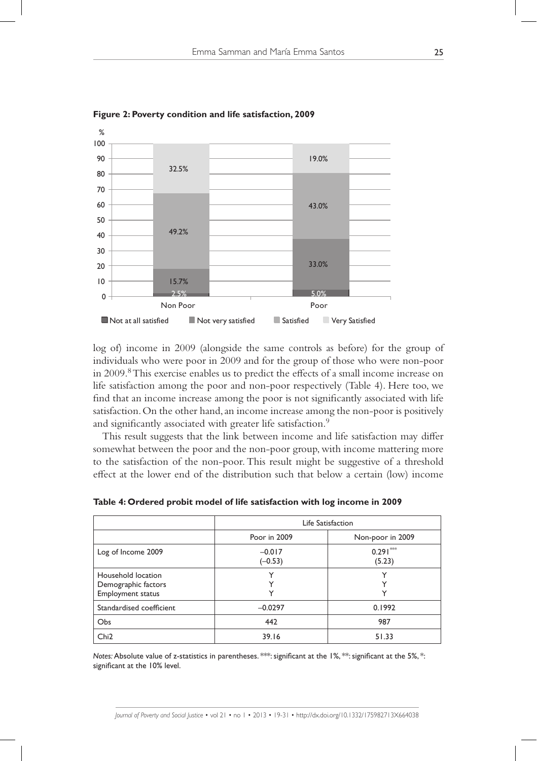**Figure 2: Poverty condition and life satisfaction, 2009**

log of) income in 2009 (alongside the same controls as before) for the group of individuals who were poor in 2009 and for the group of those who were non-poor in 2009.[8] This exercise enables us to predict the effects of a small income increase on life satisfaction among the poor and non-poor respectively (Table 4). Here too, we find that an income increase among the poor is not significantly associated with life satisfaction. On the other hand, an income increase among the non-poor is positively and significantly associated with greater life satisfaction.[9]

This result suggests that the link between income and life satisfaction may differ somewhat between the poor and the non-poor group, with income mattering more to the satisfaction of the non-poor. This result might be suggestive of a threshold effect at the lower end of the distribution such that below a certain (low) income

**Table 4: Ordered probit model of life satisfaction with log income in 2009**

| | Life Satisfaction | |
|---|---|---|
| | Poor in 2009 | Non-poor in 2009 |
| Log of Income 2009 | –0.017<br>(–0.53) | 0.291***<br>(5.23) |
| Household location<br>Demographic factors<br>Employment status | Y<br>Y<br>Y | Y<br>Y<br>Y |
| Standardised coefficient | –0.0297 | 0.1992 |
| Obs | 442 | 987 |
| Chi2 | 39.16 | 51.33 |

*Notes:* Absolute value of z-statistics in parentheses. ***: significant at the 1%, **: significant at the 5%, *: significant at the 10% level.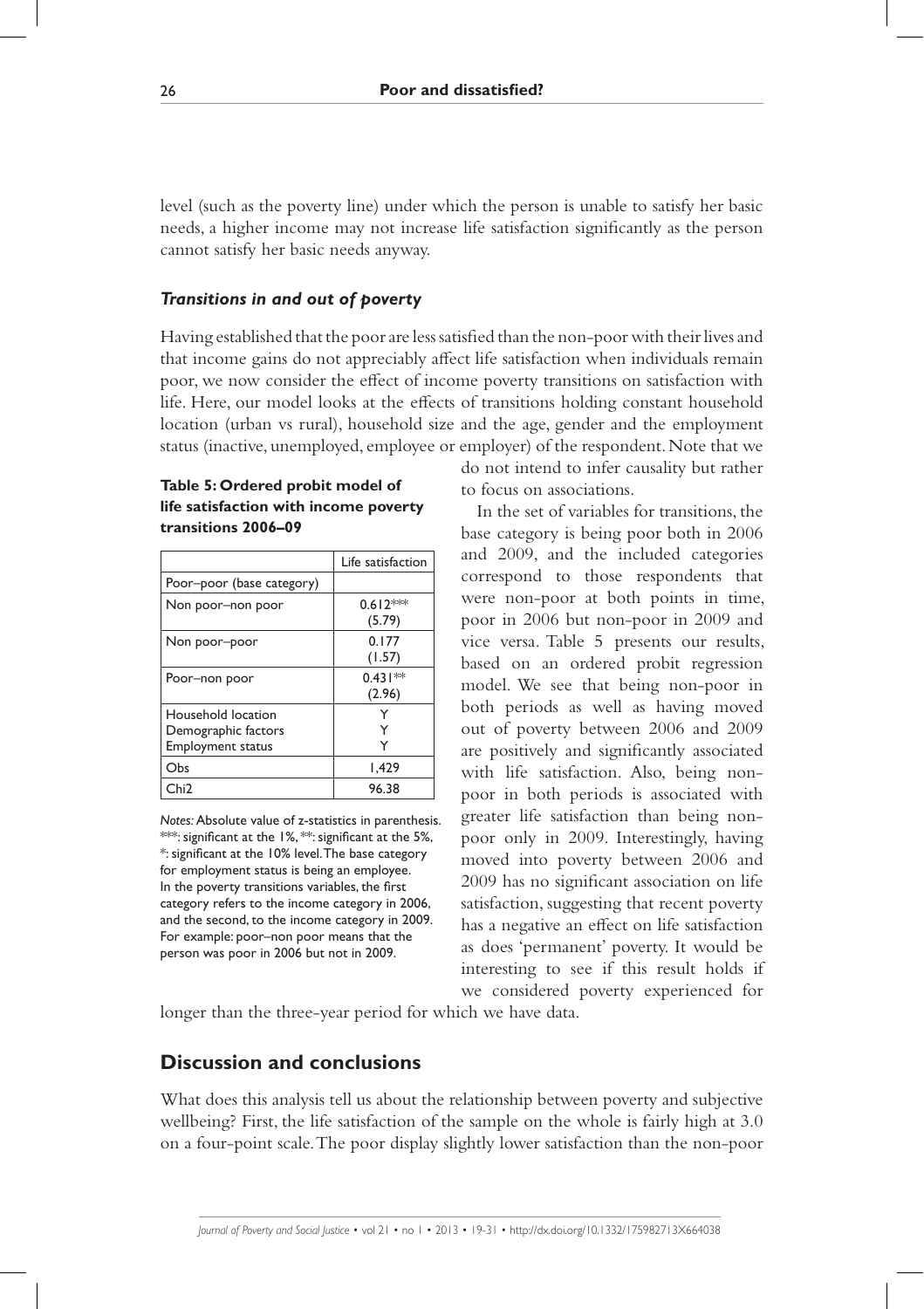level (such as the poverty line) under which the person is unable to satisfy her basic needs, a higher income may not increase life satisfaction significantly as the person cannot satisfy her basic needs anyway.

### *Transitions in and out of poverty*

Having established that the poor are less satisfied than the non-poor with their lives and that income gains do not appreciably affect life satisfaction when individuals remain poor, we now consider the effect of income poverty transitions on satisfaction with life. Here, our model looks at the effects of transitions holding constant household location (urban vs rural), household size and the age, gender and the employment status (inactive, unemployed, employee or employer) of the respondent. Note that we do not intend to infer causality but rather to focus on associations.

In the set of variables for transitions, the base category is being poor both in 2006 and 2009, and the included categories correspond to those respondents that were non-poor at both points in time, poor in 2006 but non-poor in 2009 and vice versa. Table 5 presents our results, based on an ordered probit regression model. We see that being non-poor in both periods as well as having moved out of poverty between 2006 and 2009 are positively and significantly associated with life satisfaction. Also, being non-poor in both periods is associated with greater life satisfaction than being non-poor only in 2009. Interestingly, having moved into poverty between 2006 and 2009 has no significant association on life satisfaction, suggesting that recent poverty has a negative an effect on life satisfaction as does 'permanent' poverty. It would be interesting to see if this result holds if we considered poverty experienced for longer than the three-year period for which we have data.

**Table 5: Ordered probit model of life satisfaction with income poverty transitions 2006–09**

| | Life satisfaction |
|---|---|
| Poor–poor (base category) | |
| Non poor–non poor | 0.612*** (5.79) |
| Non poor–poor | 0.177 (1.57) |
| Poor–non poor | 0.431** (2.96) |
| Household location | Y |
| Demographic factors | Y |
| Employment status | Y |
| Obs | 1,429 |
| Chi2 | 96.38 |

*Notes:* Absolute value of z-statistics in parenthesis. ***: significant at the 1%, **: significant at the 5%, *: significant at the 10% level. The base category for employment status is being an employee. In the poverty transitions variables, the first category refers to the income category in 2006, and the second, to the income category in 2009. For example: poor–non poor means that the person was poor in 2006 but not in 2009.

## Discussion and conclusions

What does this analysis tell us about the relationship between poverty and subjective wellbeing? First, the life satisfaction of the sample on the whole is fairly high at 3.0 on a four-point scale. The poor display slightly lower satisfaction than the non-poor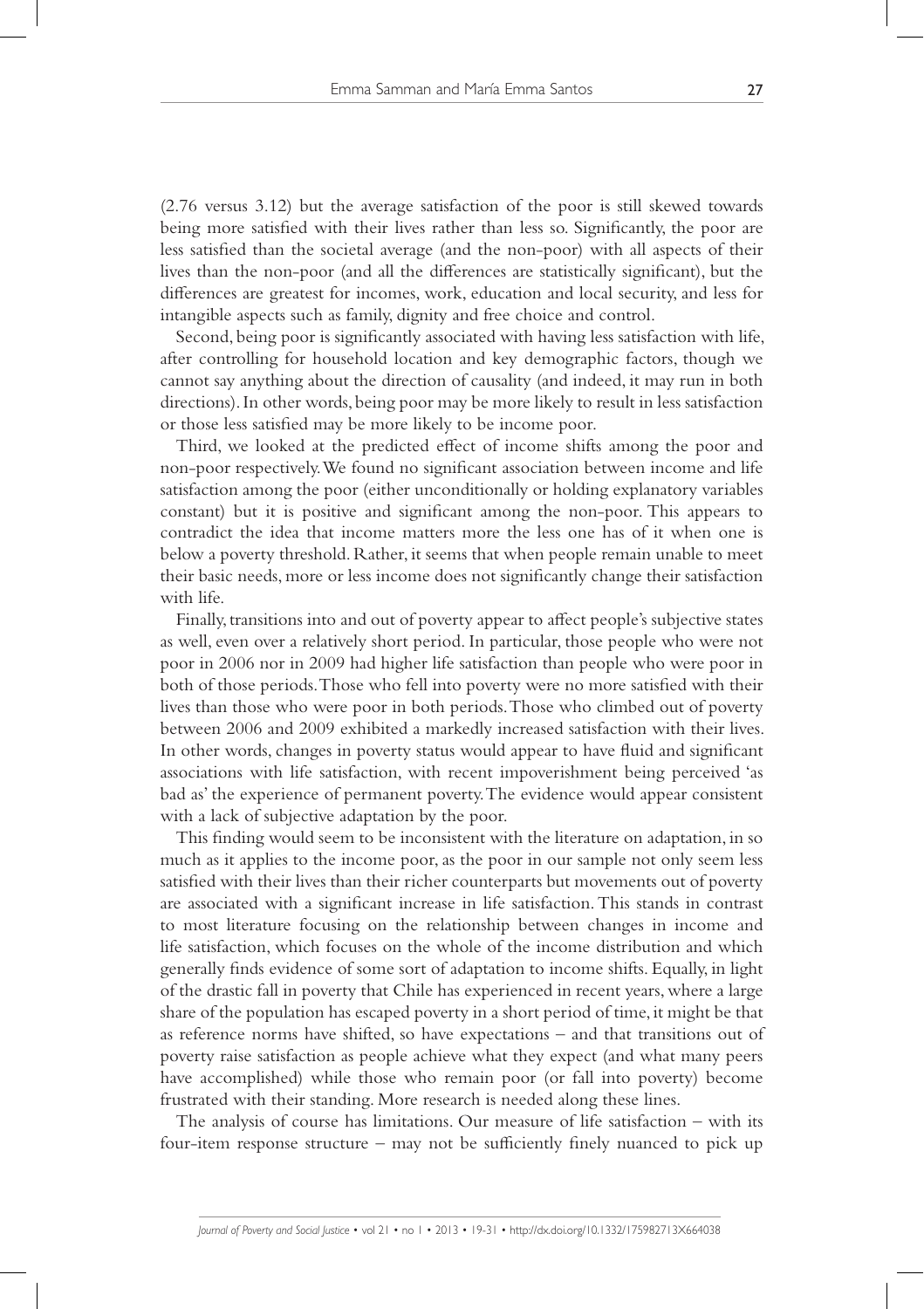(2.76 versus 3.12) but the average satisfaction of the poor is still skewed towards being more satisfied with their lives rather than less so. Significantly, the poor are less satisfied than the societal average (and the non-poor) with all aspects of their lives than the non-poor (and all the differences are statistically significant), but the differences are greatest for incomes, work, education and local security, and less for intangible aspects such as family, dignity and free choice and control.

Second, being poor is significantly associated with having less satisfaction with life, after controlling for household location and key demographic factors, though we cannot say anything about the direction of causality (and indeed, it may run in both directions). In other words, being poor may be more likely to result in less satisfaction or those less satisfied may be more likely to be income poor.

Third, we looked at the predicted effect of income shifts among the poor and non-poor respectively. We found no significant association between income and life satisfaction among the poor (either unconditionally or holding explanatory variables constant) but it is positive and significant among the non-poor. This appears to contradict the idea that income matters more the less one has of it when one is below a poverty threshold. Rather, it seems that when people remain unable to meet their basic needs, more or less income does not significantly change their satisfaction with life.

Finally, transitions into and out of poverty appear to affect people's subjective states as well, even over a relatively short period. In particular, those people who were not poor in 2006 nor in 2009 had higher life satisfaction than people who were poor in both of those periods. Those who fell into poverty were no more satisfied with their lives than those who were poor in both periods. Those who climbed out of poverty between 2006 and 2009 exhibited a markedly increased satisfaction with their lives. In other words, changes in poverty status would appear to have fluid and significant associations with life satisfaction, with recent impoverishment being perceived 'as bad as' the experience of permanent poverty. The evidence would appear consistent with a lack of subjective adaptation by the poor.

This finding would seem to be inconsistent with the literature on adaptation, in so much as it applies to the income poor, as the poor in our sample not only seem less satisfied with their lives than their richer counterparts but movements out of poverty are associated with a significant increase in life satisfaction. This stands in contrast to most literature focusing on the relationship between changes in income and life satisfaction, which focuses on the whole of the income distribution and which generally finds evidence of some sort of adaptation to income shifts. Equally, in light of the drastic fall in poverty that Chile has experienced in recent years, where a large share of the population has escaped poverty in a short period of time, it might be that as reference norms have shifted, so have expectations – and that transitions out of poverty raise satisfaction as people achieve what they expect (and what many peers have accomplished) while those who remain poor (or fall into poverty) become frustrated with their standing. More research is needed along these lines.

The analysis of course has limitations. Our measure of life satisfaction – with its four-item response structure – may not be sufficiently finely nuanced to pick up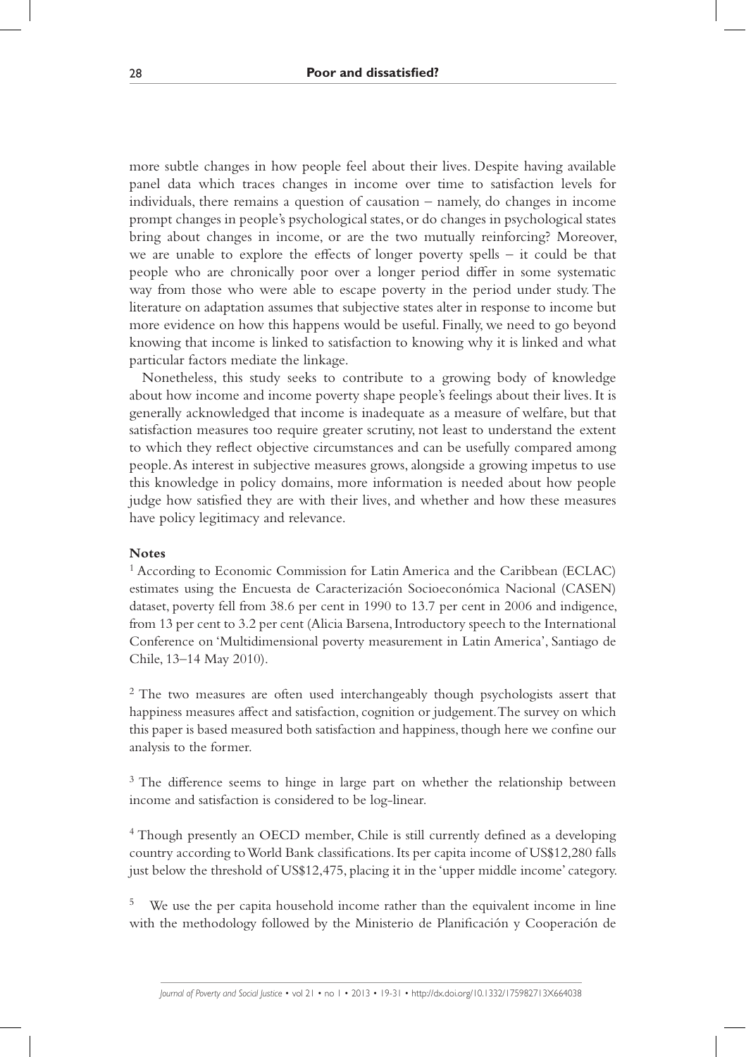more subtle changes in how people feel about their lives. Despite having available panel data which traces changes in income over time to satisfaction levels for individuals, there remains a question of causation – namely, do changes in income prompt changes in people's psychological states, or do changes in psychological states bring about changes in income, or are the two mutually reinforcing? Moreover, we are unable to explore the effects of longer poverty spells – it could be that people who are chronically poor over a longer period differ in some systematic way from those who were able to escape poverty in the period under study. The literature on adaptation assumes that subjective states alter in response to income but more evidence on how this happens would be useful. Finally, we need to go beyond knowing that income is linked to satisfaction to knowing why it is linked and what particular factors mediate the linkage.

Nonetheless, this study seeks to contribute to a growing body of knowledge about how income and income poverty shape people's feelings about their lives. It is generally acknowledged that income is inadequate as a measure of welfare, but that satisfaction measures too require greater scrutiny, not least to understand the extent to which they reflect objective circumstances and can be usefully compared among people. As interest in subjective measures grows, alongside a growing impetus to use this knowledge in policy domains, more information is needed about how people judge how satisfied they are with their lives, and whether and how these measures have policy legitimacy and relevance.

**Notes**

[1] According to Economic Commission for Latin America and the Caribbean (ECLAC) estimates using the Encuesta de Caracterización Socioeconómica Nacional (CASEN) dataset, poverty fell from 38.6 per cent in 1990 to 13.7 per cent in 2006 and indigence, from 13 per cent to 3.2 per cent (Alicia Barsena, Introductory speech to the International Conference on 'Multidimensional poverty measurement in Latin America', Santiago de Chile, 13–14 May 2010).

[2] The two measures are often used interchangeably though psychologists assert that happiness measures affect and satisfaction, cognition or judgement. The survey on which this paper is based measured both satisfaction and happiness, though here we confine our analysis to the former.

[3] The difference seems to hinge in large part on whether the relationship between income and satisfaction is considered to be log-linear.

[4] Though presently an OECD member, Chile is still currently defined as a developing country according to World Bank classifications. Its per capita income of US$12,280 falls just below the threshold of US$12,475, placing it in the 'upper middle income' category.

[5] We use the per capita household income rather than the equivalent income in line with the methodology followed by the Ministerio de Planificación y Cooperación de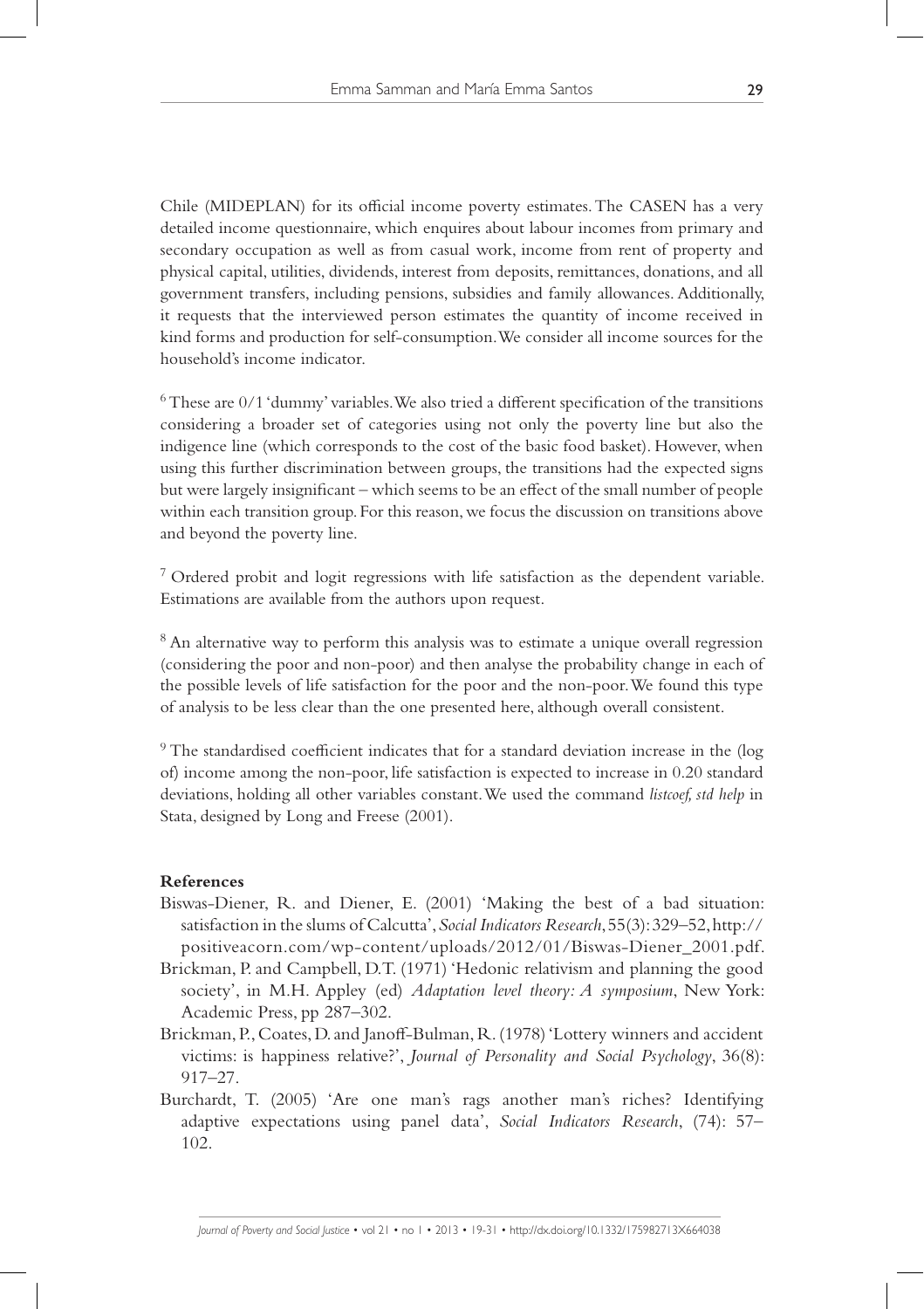Chile (MIDEPLAN) for its official income poverty estimates. The CASEN has a very detailed income questionnaire, which enquires about labour incomes from primary and secondary occupation as well as from casual work, income from rent of property and physical capital, utilities, dividends, interest from deposits, remittances, donations, and all government transfers, including pensions, subsidies and family allowances. Additionally, it requests that the interviewed person estimates the quantity of income received in kind forms and production for self-consumption. We consider all income sources for the household's income indicator.

[6] These are 0/1 'dummy' variables. We also tried a different specification of the transitions considering a broader set of categories using not only the poverty line but also the indigence line (which corresponds to the cost of the basic food basket). However, when using this further discrimination between groups, the transitions had the expected signs but were largely insignificant – which seems to be an effect of the small number of people within each transition group. For this reason, we focus the discussion on transitions above and beyond the poverty line.

[7] Ordered probit and logit regressions with life satisfaction as the dependent variable. Estimations are available from the authors upon request.

[8] An alternative way to perform this analysis was to estimate a unique overall regression (considering the poor and non-poor) and then analyse the probability change in each of the possible levels of life satisfaction for the poor and the non-poor. We found this type of analysis to be less clear than the one presented here, although overall consistent.

[9] The standardised coefficient indicates that for a standard deviation increase in the (log of) income among the non-poor, life satisfaction is expected to increase in 0.20 standard deviations, holding all other variables constant. We used the command *listcoef, std help* in Stata, designed by Long and Freese (2001).

## References

Biswas-Diener, R. and Diener, E. (2001) 'Making the best of a bad situation: satisfaction in the slums of Calcutta', *Social Indicators Research*, 55(3): 329–52, http://positiveacorn.com/wp-content/uploads/2012/01/Biswas-Diener_2001.pdf.

Brickman, P. and Campbell, D.T. (1971) 'Hedonic relativism and planning the good society', in M.H. Appley (ed) *Adaptation level theory: A symposium*, New York: Academic Press, pp 287–302.

Brickman, P., Coates, D. and Janoff-Bulman, R. (1978) 'Lottery winners and accident victims: is happiness relative?', *Journal of Personality and Social Psychology*, 36(8): 917–27.

Burchardt, T. (2005) 'Are one man's rags another man's riches? Identifying adaptive expectations using panel data', *Social Indicators Research*, (74): 57–102.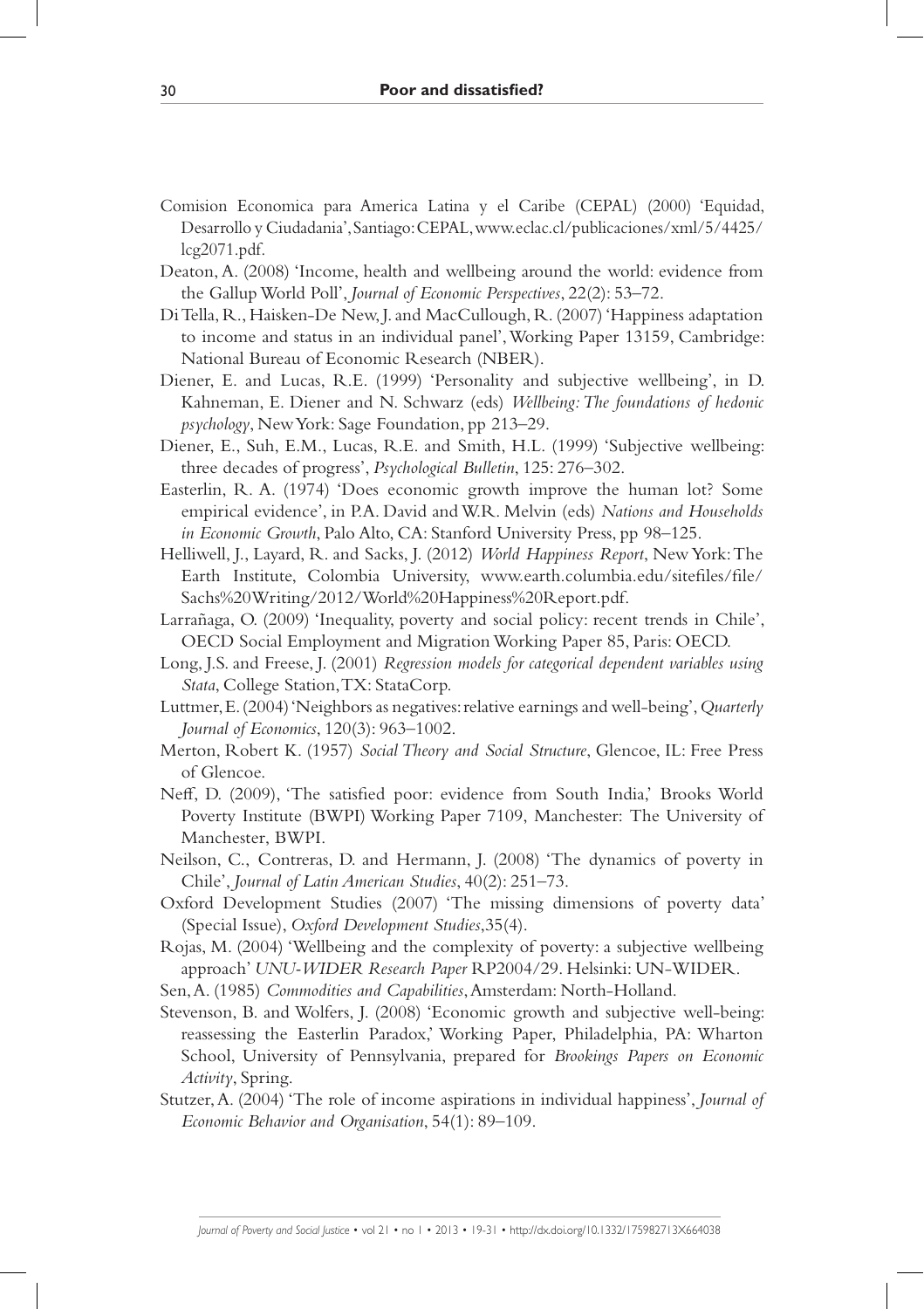Comision Economica para America Latina y el Caribe (CEPAL) (2000) 'Equidad, Desarrollo y Ciudadania', Santiago: CEPAL, www.eclac.cl/publicaciones/xml/5/4425/lcg2071.pdf.

Deaton, A. (2008) 'Income, health and wellbeing around the world: evidence from the Gallup World Poll', *Journal of Economic Perspectives*, 22(2): 53–72.

Di Tella, R., Haisken-De New, J. and MacCullough, R. (2007) 'Happiness adaptation to income and status in an individual panel', Working Paper 13159, Cambridge: National Bureau of Economic Research (NBER).

Diener, E. and Lucas, R.E. (1999) 'Personality and subjective wellbeing', in D. Kahneman, E. Diener and N. Schwarz (eds) *Wellbeing: The foundations of hedonic psychology*, New York: Sage Foundation, pp 213–29.

Diener, E., Suh, E.M., Lucas, R.E. and Smith, H.L. (1999) 'Subjective wellbeing: three decades of progress', *Psychological Bulletin*, 125: 276–302.

Easterlin, R. A. (1974) 'Does economic growth improve the human lot? Some empirical evidence', in P.A. David and W.R. Melvin (eds) *Nations and Households in Economic Growth*, Palo Alto, CA: Stanford University Press, pp 98–125.

Helliwell, J., Layard, R. and Sacks, J. (2012) *World Happiness Report*, New York: The Earth Institute, Colombia University, www.earth.columbia.edu/sitefiles/file/Sachs%20Writing/2012/World%20Happiness%20Report.pdf.

Larrañaga, O. (2009) 'Inequality, poverty and social policy: recent trends in Chile', OECD Social Employment and Migration Working Paper 85, Paris: OECD.

Long, J.S. and Freese, J. (2001) *Regression models for categorical dependent variables using Stata*, College Station, TX: StataCorp.

Luttmer, E. (2004) 'Neighbors as negatives: relative earnings and well-being', *Quarterly Journal of Economics*, 120(3): 963–1002.

Merton, Robert K. (1957) *Social Theory and Social Structure*, Glencoe, IL: Free Press of Glencoe.

Neff, D. (2009), 'The satisfied poor: evidence from South India,' Brooks World Poverty Institute (BWPI) Working Paper 7109, Manchester: The University of Manchester, BWPI.

Neilson, C., Contreras, D. and Hermann, J. (2008) 'The dynamics of poverty in Chile', *Journal of Latin American Studies*, 40(2): 251–73.

Oxford Development Studies (2007) 'The missing dimensions of poverty data' (Special Issue), *Oxford Development Studies*, 35(4).

Rojas, M. (2004) 'Wellbeing and the complexity of poverty: a subjective wellbeing approach' *UNU-WIDER Research Paper* RP2004/29. Helsinki: UN-WIDER.

Sen, A. (1985) *Commodities and Capabilities*, Amsterdam: North-Holland.

Stevenson, B. and Wolfers, J. (2008) 'Economic growth and subjective well-being: reassessing the Easterlin Paradox,' Working Paper, Philadelphia, PA: Wharton School, University of Pennsylvania, prepared for *Brookings Papers on Economic Activity*, Spring.

Stutzer, A. (2004) 'The role of income aspirations in individual happiness', *Journal of Economic Behavior and Organisation*, 54(1): 89–109.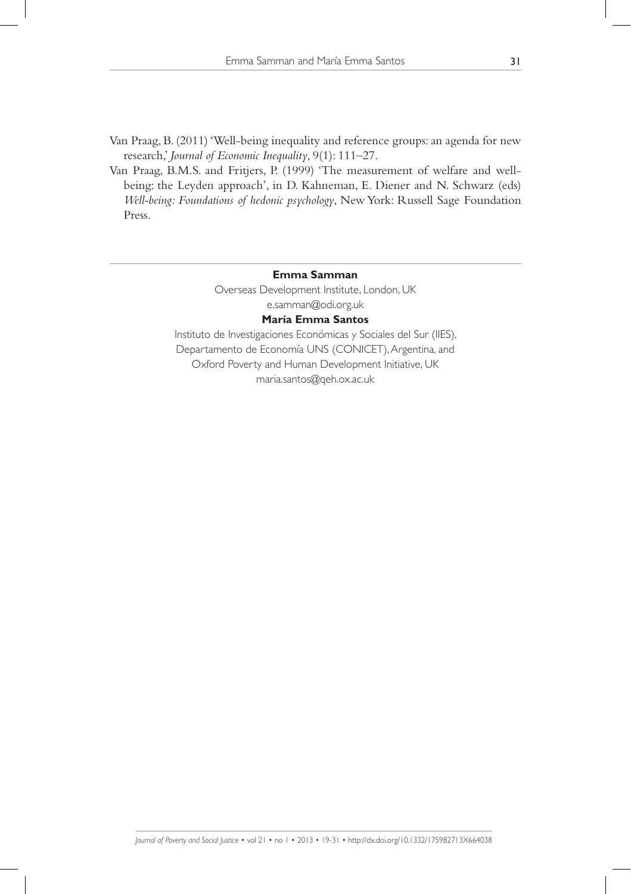Van Praag, B. (2011) 'Well-being inequality and reference groups: an agenda for new research,' *Journal of Economic Inequality*, 9(1): 111–27.

Van Praag, B.M.S. and Fritjers, P. (1999) 'The measurement of welfare and well-being: the Leyden approach', in D. Kahneman, E. Diener and N. Schwarz (eds) *Well-being: Foundations of hedonic psychology*, New York: Russell Sage Foundation Press.

---

**Emma Samman**
Overseas Development Institute, London, UK
e.samman@odi.org.uk

**María Emma Santos**
Instituto de Investigaciones Económicas y Sociales del Sur (IIES), Departamento de Economía UNS (CONICET), Argentina, and Oxford Poverty and Human Development Initiative, UK
maria.santos@qeh.ox.ac.uk